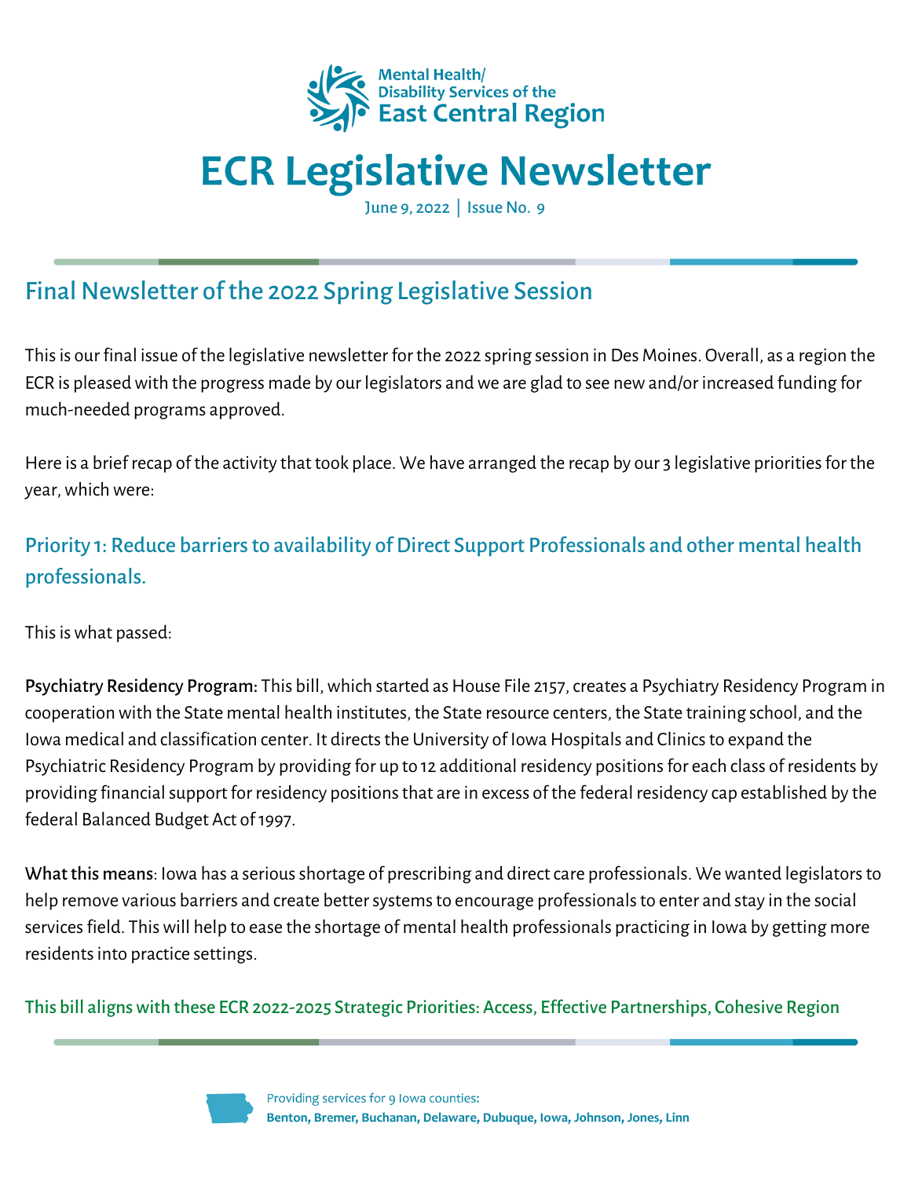Mental Health/ Disability Services of the East Central Region

# ECR Legislative Newsletter

June 9, 2022 | Issue No. 9

## Final Newsletter of the 2022 Spring Legislative Session

This is our final issue of the legislative newsletter for the 2022 spring session in Des Moines. Overall, as a region the ECR is pleased with the progress made by our legislators and we are glad to see new and/or increased funding for much-needed programs approved.

Here is a brief recap of the activity that took place. We have arranged the recap by our 3 legislative priorities for the year, which were:

### Priority 1: Reduce barriers to availability of Direct Support Professionals and other mental health professionals.

This is what passed:

**Psychiatry Residency Program:** This bill, which started as House File 2157, creates a Psychiatry Residency Program in cooperation with the State mental health institutes, the State resource centers, the State training school, and the Iowa medical and classification center. It directs the University of Iowa Hospitals and Clinics to expand the Psychiatric Residency Program by providing for up to 12 additional residency positions for each class of residents by providing financial support for residency positions that are in excess of the federal residency cap established by the federal Balanced Budget Act of 1997.

**What this means**: Iowa has a serious shortage of prescribing and direct care professionals. We wanted legislators to help remove various barriers and create better systems to encourage professionals to enter and stay in the social services field. This will help to ease the shortage of mental health professionals practicing in Iowa by getting more residents into practice settings.

This bill aligns with these ECR 2022-2025 Strategic Priorities: Access, Effective Partnerships, Cohesive Region

Providing services for 9 Iowa counties: **Benton, Bremer, Buchanan, Delaware, Dubuque, Iowa, Johnson, Jones, Linn**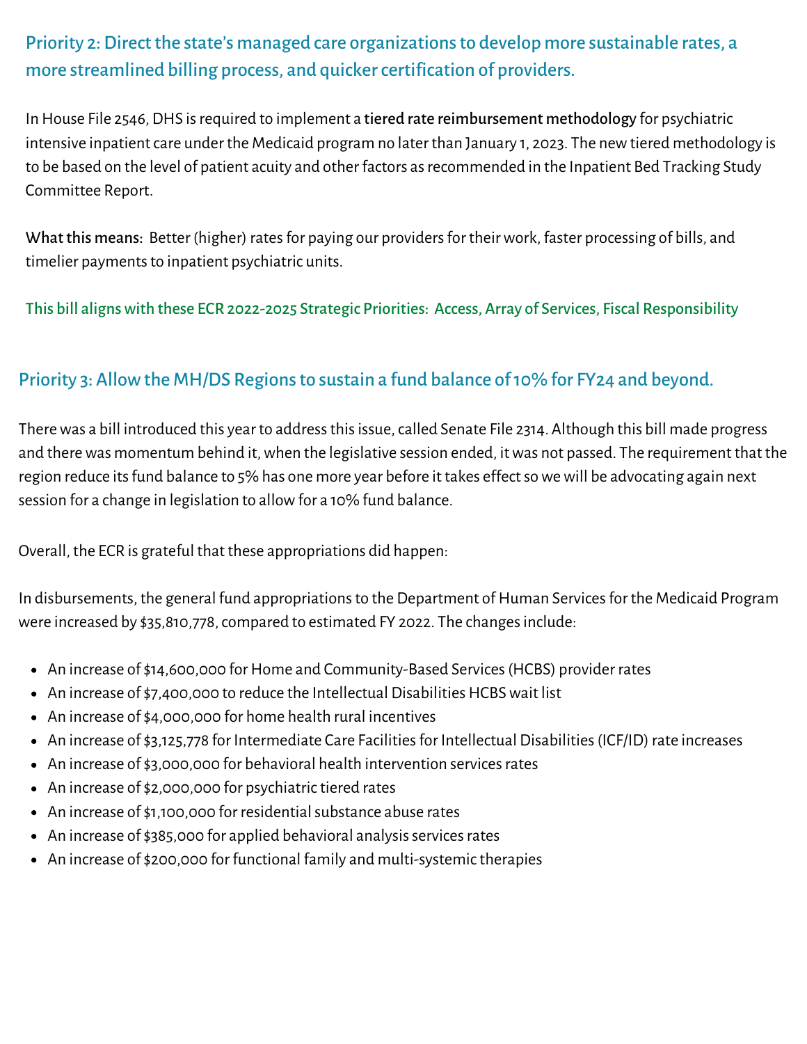## Priority 2: Direct the state's managed care organizations to develop more sustainable rates, a more streamlined billing process, and quicker certification of providers.

In House File 2546, DHS is required to implement a **tiered rate reimbursement methodology** for psychiatric intensive inpatient care under the Medicaid program no later than January 1, 2023. The new tiered methodology is to be based on the level of patient acuity and other factors as recommended in the Inpatient Bed Tracking Study Committee Report.

What this means: Better (higher) rates for paying our providers for their work, faster processing of bills, and timelier payments to inpatient psychiatric units.

This bill aligns with these ECR 2022-2025 Strategic Priorities: Access, Array of Services, Fiscal Responsibility

## Priority 3: Allow the MH/DS Regions to sustain a fund balance of 10% for FY24 and beyond.

There was a bill introduced this year to address this issue, called Senate File 2314. Although this bill made progress and there was momentum behind it, when the legislative session ended, it was not passed. The requirement that the region reduce its fund balance to 5% has one more year before it takes effect so we will be advocating again next session for a change in legislation to allow for a 10% fund balance.

Overall, the ECR is grateful that these appropriations did happen:

In disbursements, the general fund appropriations to the Department of Human Services for the Medicaid Program were increased by $35,810,778, compared to estimated FY 2022. The changes include:

- An increase of $14,600,000 for Home and Community-Based Services (HCBS) provider rates
- An increase of $7,400,000 to reduce the Intellectual Disabilities HCBS wait list
- An increase of $4,000,000 for home health rural incentives
- An increase of $3,125,778 for Intermediate Care Facilities for Intellectual Disabilities (ICF/ID) rate increases
- An increase of $3,000,000 for behavioral health intervention services rates
- An increase of $2,000,000 for psychiatric tiered rates
- An increase of $1,100,000 for residential substance abuse rates
- An increase of $385,000 for applied behavioral analysis services rates
- An increase of $200,000 for functional family and multi-systemic therapies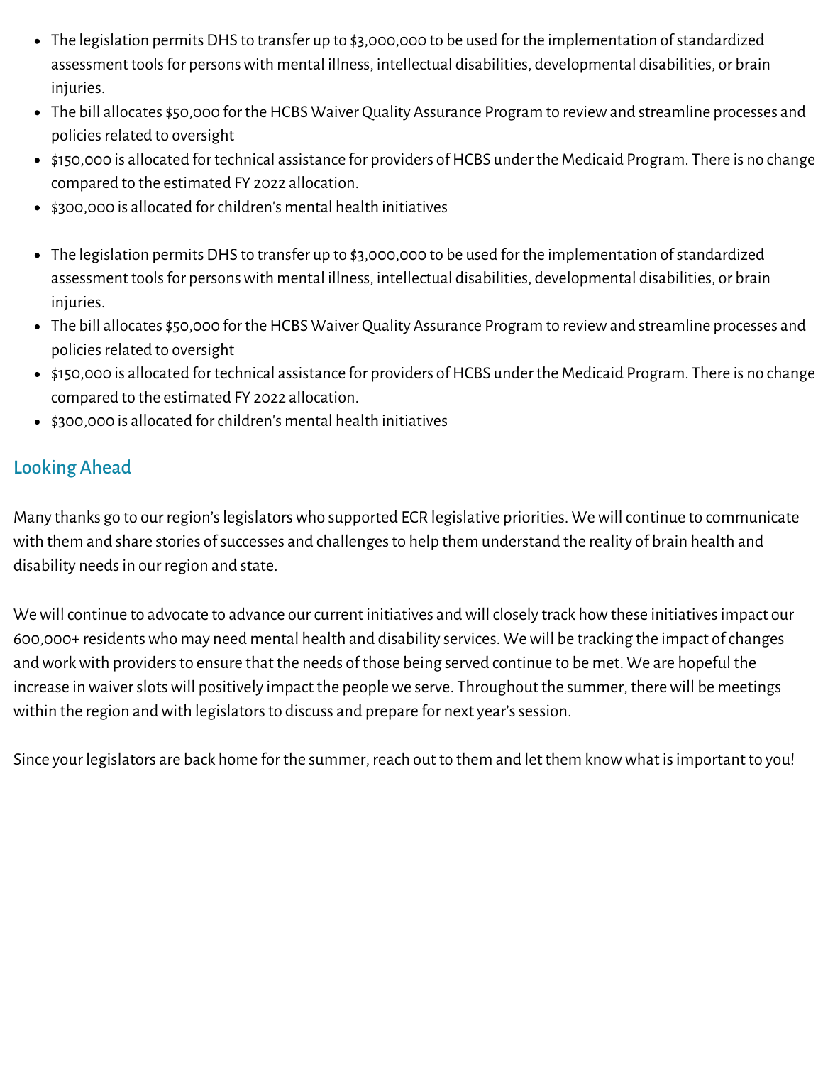- The legislation permits DHS to transfer up to $3,000,000 to be used for the implementation of standardized assessment tools for persons with mental illness, intellectual disabilities, developmental disabilities, or brain injuries.
- The bill allocates $50,000 for the HCBS Waiver Quality Assurance Program to review and streamline processes and policies related to oversight
- $150,000 is allocated for technical assistance for providers of HCBS under the Medicaid Program. There is no change compared to the estimated FY 2022 allocation.
- $300,000 is allocated for children's mental health initiatives

- The legislation permits DHS to transfer up to $3,000,000 to be used for the implementation of standardized assessment tools for persons with mental illness, intellectual disabilities, developmental disabilities, or brain injuries.
- The bill allocates $50,000 for the HCBS Waiver Quality Assurance Program to review and streamline processes and policies related to oversight
- $150,000 is allocated for technical assistance for providers of HCBS under the Medicaid Program. There is no change compared to the estimated FY 2022 allocation.
- $300,000 is allocated for children's mental health initiatives

## Looking Ahead

Many thanks go to our region's legislators who supported ECR legislative priorities. We will continue to communicate with them and share stories of successes and challenges to help them understand the reality of brain health and disability needs in our region and state.

We will continue to advocate to advance our current initiatives and will closely track how these initiatives impact our 600,000+ residents who may need mental health and disability services. We will be tracking the impact of changes and work with providers to ensure that the needs of those being served continue to be met. We are hopeful the increase in waiver slots will positively impact the people we serve. Throughout the summer, there will be meetings within the region and with legislators to discuss and prepare for next year's session.

Since your legislators are back home for the summer, reach out to them and let them know what is important to you!